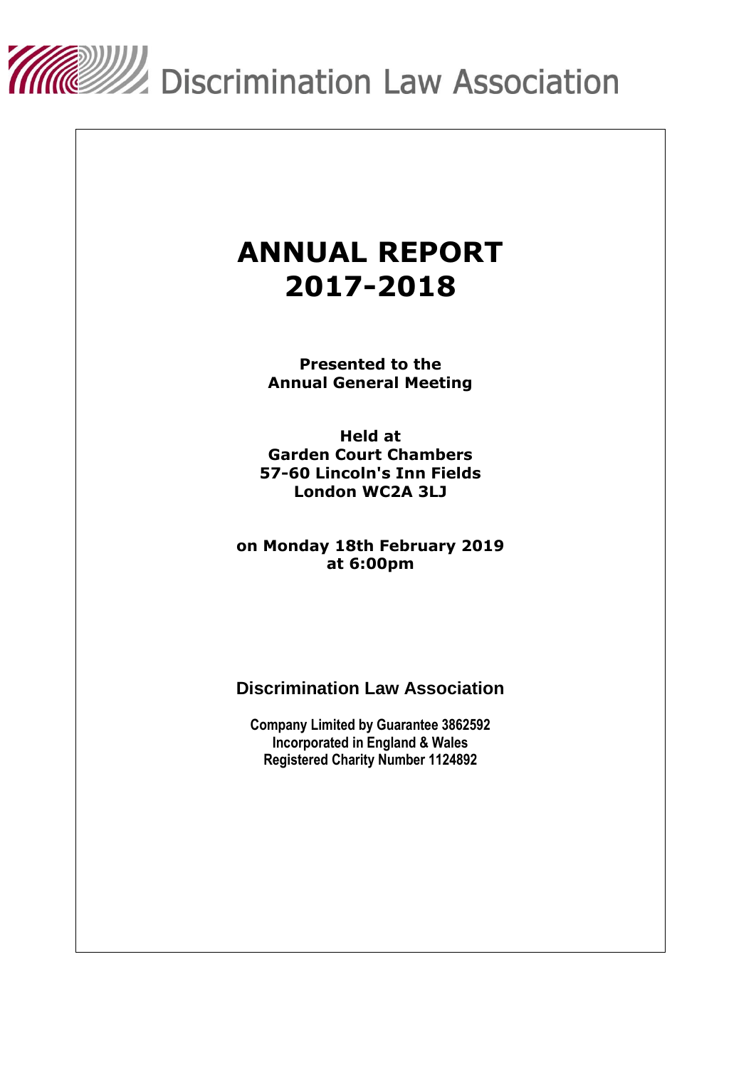Discrimination Law Association

# ANNUAL REPORT 2017-2018

**Presented to the Annual General Meeting**

**Held at
Garden Court Chambers
57-60 Lincoln's Inn Fields
London WC2A 3LJ**

**on Monday 18th February 2019
at 6:00pm**

## Discrimination Law Association

**Company Limited by Guarantee 3862592
Incorporated in England & Wales
Registered Charity Number 1124892**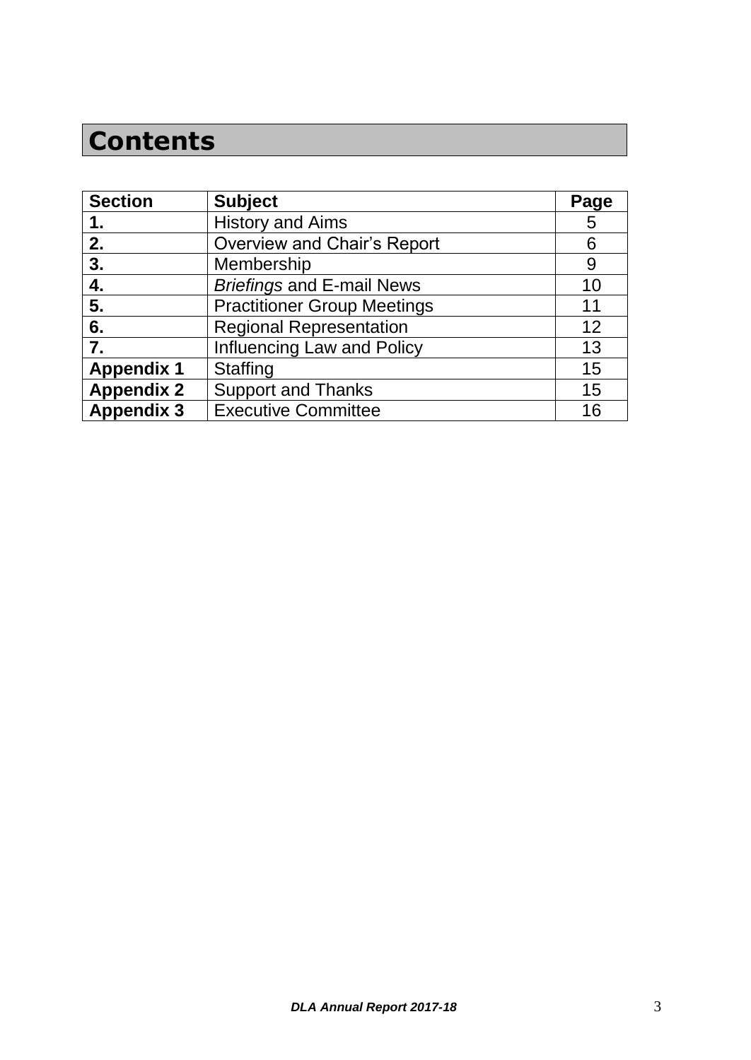# Contents

| **Section** | **Subject** | **Page** |
|---|---|---|
| **1.** | History and Aims | 5 |
| **2.** | Overview and Chair's Report | 6 |
| **3.** | Membership | 9 |
| **4.** | *Briefings* and E-mail News | 10 |
| **5.** | Practitioner Group Meetings | 11 |
| **6.** | Regional Representation | 12 |
| **7.** | Influencing Law and Policy | 13 |
| **Appendix 1** | Staffing | 15 |
| **Appendix 2** | Support and Thanks | 15 |
| **Appendix 3** | Executive Committee | 16 |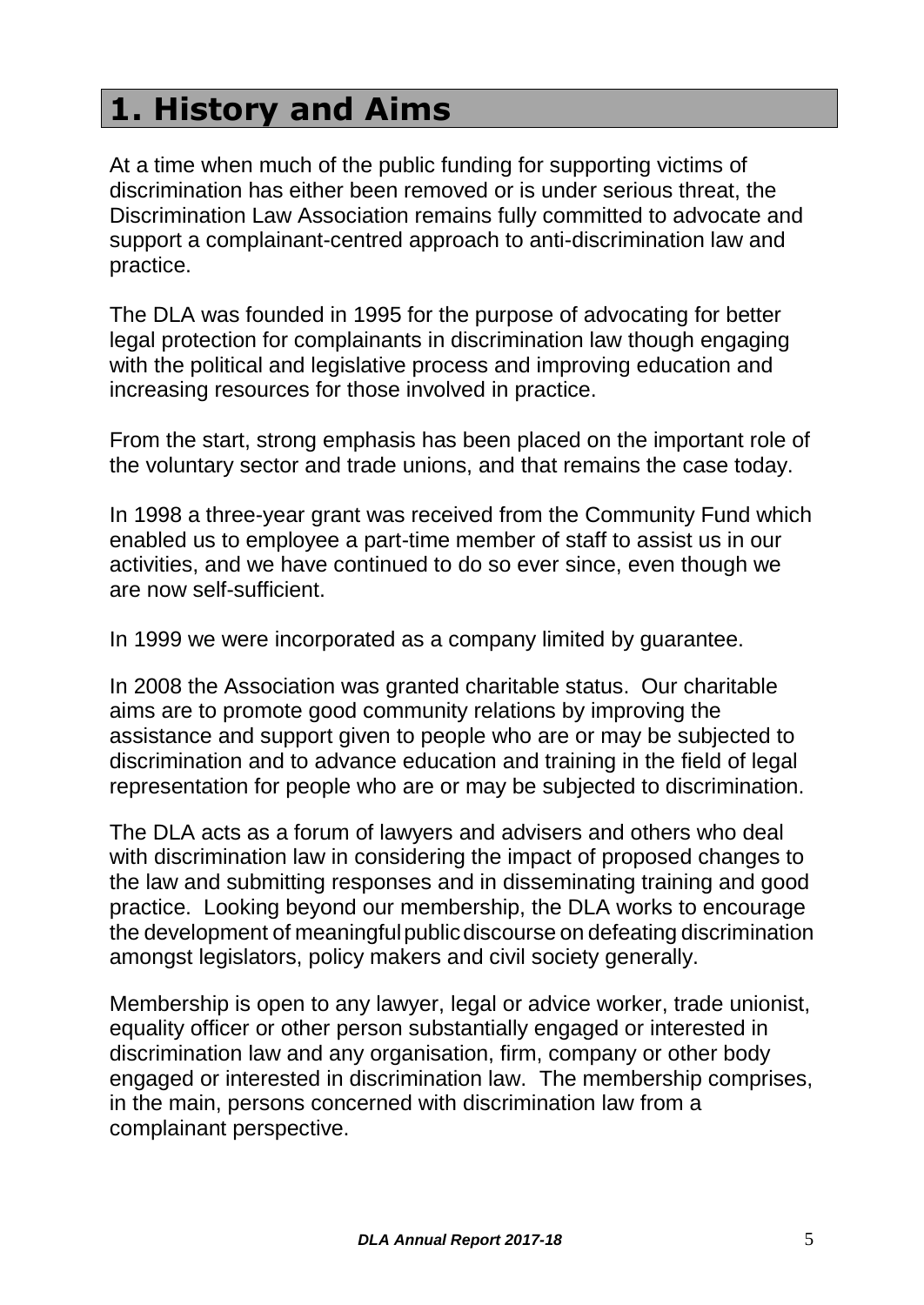# 1. History and Aims

At a time when much of the public funding for supporting victims of discrimination has either been removed or is under serious threat, the Discrimination Law Association remains fully committed to advocate and support a complainant-centred approach to anti-discrimination law and practice.

The DLA was founded in 1995 for the purpose of advocating for better legal protection for complainants in discrimination law though engaging with the political and legislative process and improving education and increasing resources for those involved in practice.

From the start, strong emphasis has been placed on the important role of the voluntary sector and trade unions, and that remains the case today.

In 1998 a three-year grant was received from the Community Fund which enabled us to employee a part-time member of staff to assist us in our activities, and we have continued to do so ever since, even though we are now self-sufficient.

In 1999 we were incorporated as a company limited by guarantee.

In 2008 the Association was granted charitable status. Our charitable aims are to promote good community relations by improving the assistance and support given to people who are or may be subjected to discrimination and to advance education and training in the field of legal representation for people who are or may be subjected to discrimination.

The DLA acts as a forum of lawyers and advisers and others who deal with discrimination law in considering the impact of proposed changes to the law and submitting responses and in disseminating training and good practice. Looking beyond our membership, the DLA works to encourage the development of meaningful public discourse on defeating discrimination amongst legislators, policy makers and civil society generally.

Membership is open to any lawyer, legal or advice worker, trade unionist, equality officer or other person substantially engaged or interested in discrimination law and any organisation, firm, company or other body engaged or interested in discrimination law. The membership comprises, in the main, persons concerned with discrimination law from a complainant perspective.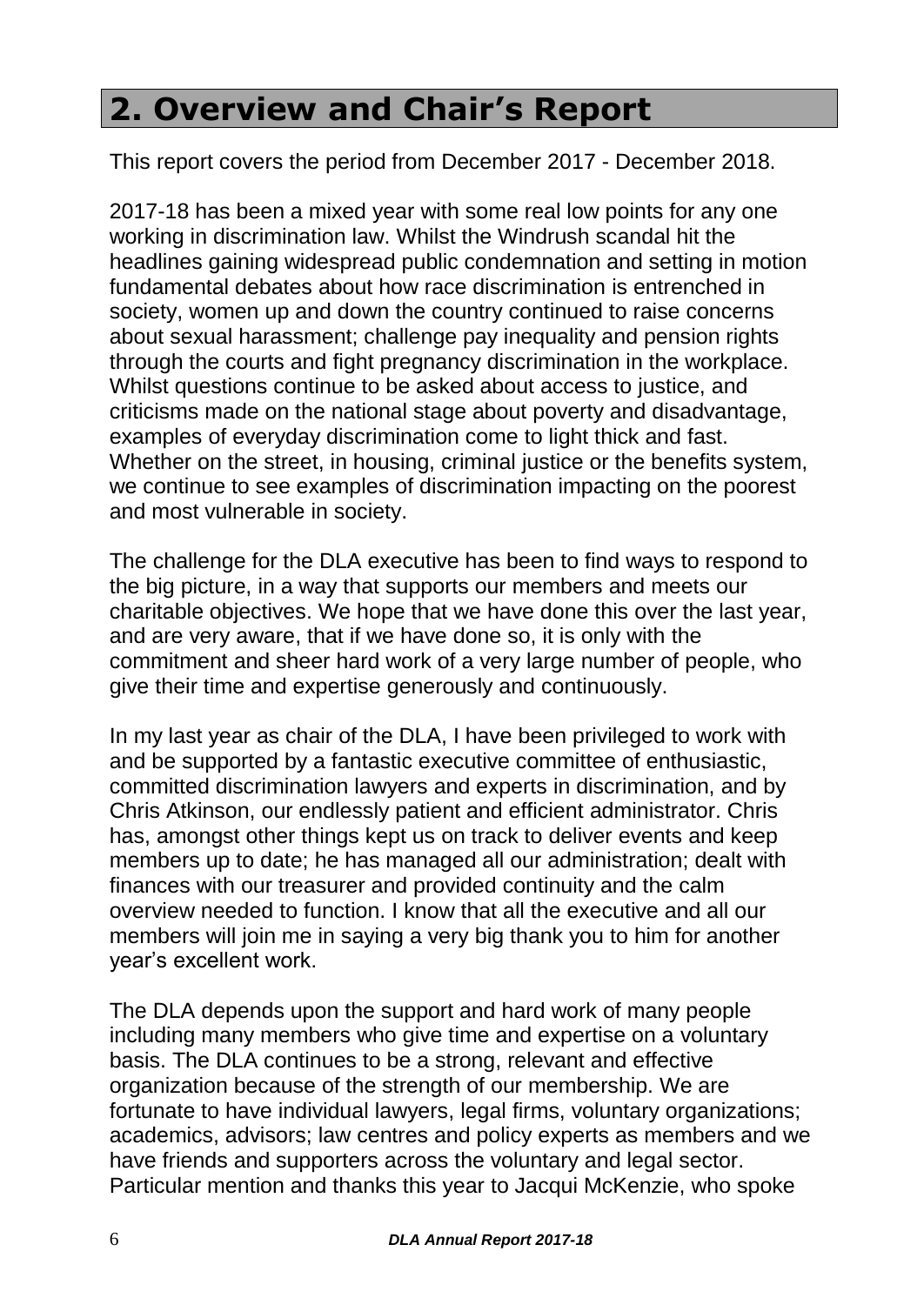## 2. Overview and Chair's Report

This report covers the period from December 2017 - December 2018.

2017-18 has been a mixed year with some real low points for any one working in discrimination law. Whilst the Windrush scandal hit the headlines gaining widespread public condemnation and setting in motion fundamental debates about how race discrimination is entrenched in society, women up and down the country continued to raise concerns about sexual harassment; challenge pay inequality and pension rights through the courts and fight pregnancy discrimination in the workplace. Whilst questions continue to be asked about access to justice, and criticisms made on the national stage about poverty and disadvantage, examples of everyday discrimination come to light thick and fast. Whether on the street, in housing, criminal justice or the benefits system, we continue to see examples of discrimination impacting on the poorest and most vulnerable in society.

The challenge for the DLA executive has been to find ways to respond to the big picture, in a way that supports our members and meets our charitable objectives. We hope that we have done this over the last year, and are very aware, that if we have done so, it is only with the commitment and sheer hard work of a very large number of people, who give their time and expertise generously and continuously.

In my last year as chair of the DLA, I have been privileged to work with and be supported by a fantastic executive committee of enthusiastic, committed discrimination lawyers and experts in discrimination, and by Chris Atkinson, our endlessly patient and efficient administrator. Chris has, amongst other things kept us on track to deliver events and keep members up to date; he has managed all our administration; dealt with finances with our treasurer and provided continuity and the calm overview needed to function. I know that all the executive and all our members will join me in saying a very big thank you to him for another year's excellent work.

The DLA depends upon the support and hard work of many people including many members who give time and expertise on a voluntary basis. The DLA continues to be a strong, relevant and effective organization because of the strength of our membership. We are fortunate to have individual lawyers, legal firms, voluntary organizations; academics, advisors; law centres and policy experts as members and we have friends and supporters across the voluntary and legal sector. Particular mention and thanks this year to Jacqui McKenzie, who spoke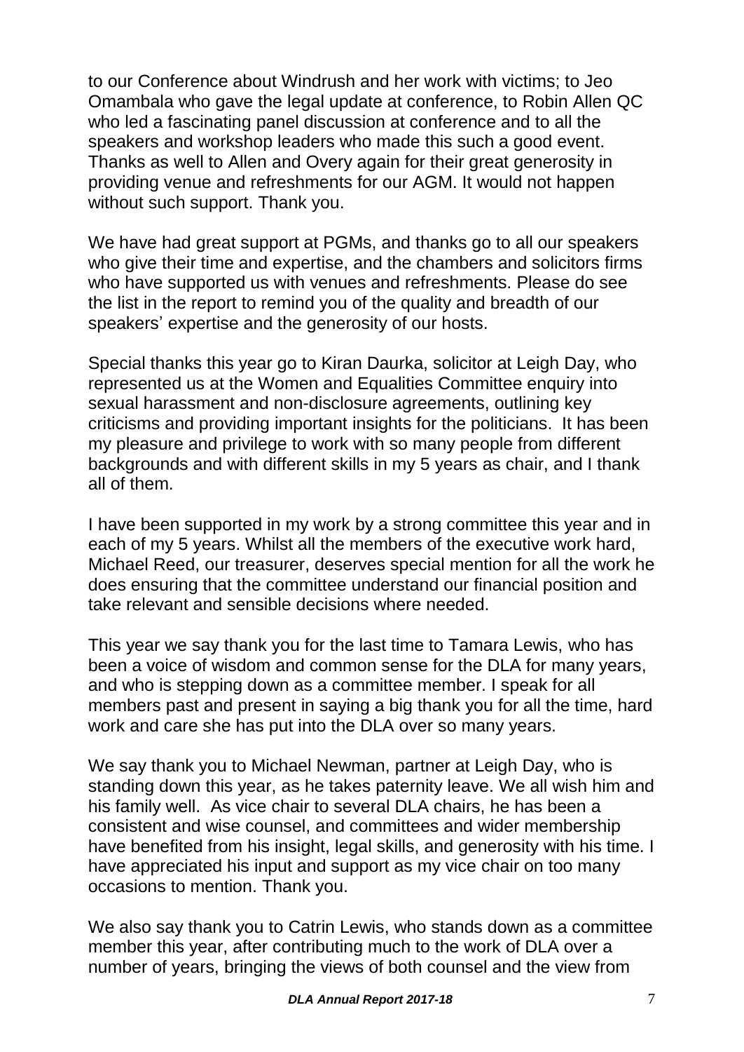to our Conference about Windrush and her work with victims; to Jeo Omambala who gave the legal update at conference, to Robin Allen QC who led a fascinating panel discussion at conference and to all the speakers and workshop leaders who made this such a good event. Thanks as well to Allen and Overy again for their great generosity in providing venue and refreshments for our AGM. It would not happen without such support. Thank you.

We have had great support at PGMs, and thanks go to all our speakers who give their time and expertise, and the chambers and solicitors firms who have supported us with venues and refreshments. Please do see the list in the report to remind you of the quality and breadth of our speakers' expertise and the generosity of our hosts.

Special thanks this year go to Kiran Daurka, solicitor at Leigh Day, who represented us at the Women and Equalities Committee enquiry into sexual harassment and non-disclosure agreements, outlining key criticisms and providing important insights for the politicians. It has been my pleasure and privilege to work with so many people from different backgrounds and with different skills in my 5 years as chair, and I thank all of them.

I have been supported in my work by a strong committee this year and in each of my 5 years. Whilst all the members of the executive work hard, Michael Reed, our treasurer, deserves special mention for all the work he does ensuring that the committee understand our financial position and take relevant and sensible decisions where needed.

This year we say thank you for the last time to Tamara Lewis, who has been a voice of wisdom and common sense for the DLA for many years, and who is stepping down as a committee member. I speak for all members past and present in saying a big thank you for all the time, hard work and care she has put into the DLA over so many years.

We say thank you to Michael Newman, partner at Leigh Day, who is standing down this year, as he takes paternity leave. We all wish him and his family well. As vice chair to several DLA chairs, he has been a consistent and wise counsel, and committees and wider membership have benefited from his insight, legal skills, and generosity with his time. I have appreciated his input and support as my vice chair on too many occasions to mention. Thank you.

We also say thank you to Catrin Lewis, who stands down as a committee member this year, after contributing much to the work of DLA over a number of years, bringing the views of both counsel and the view from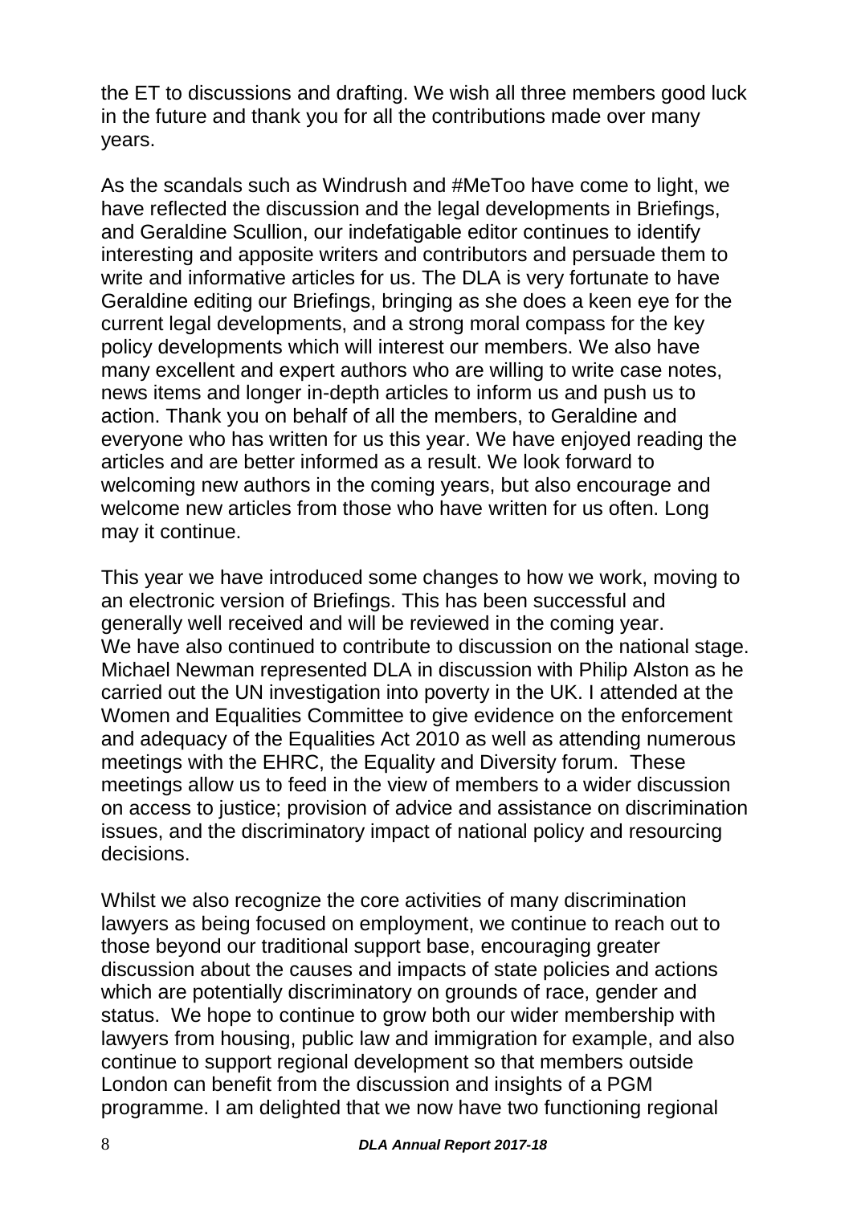the ET to discussions and drafting. We wish all three members good luck in the future and thank you for all the contributions made over many years.

As the scandals such as Windrush and #MeToo have come to light, we have reflected the discussion and the legal developments in Briefings, and Geraldine Scullion, our indefatigable editor continues to identify interesting and apposite writers and contributors and persuade them to write and informative articles for us. The DLA is very fortunate to have Geraldine editing our Briefings, bringing as she does a keen eye for the current legal developments, and a strong moral compass for the key policy developments which will interest our members. We also have many excellent and expert authors who are willing to write case notes, news items and longer in-depth articles to inform us and push us to action. Thank you on behalf of all the members, to Geraldine and everyone who has written for us this year. We have enjoyed reading the articles and are better informed as a result. We look forward to welcoming new authors in the coming years, but also encourage and welcome new articles from those who have written for us often. Long may it continue.

This year we have introduced some changes to how we work, moving to an electronic version of Briefings. This has been successful and generally well received and will be reviewed in the coming year.
We have also continued to contribute to discussion on the national stage. Michael Newman represented DLA in discussion with Philip Alston as he carried out the UN investigation into poverty in the UK. I attended at the Women and Equalities Committee to give evidence on the enforcement and adequacy of the Equalities Act 2010 as well as attending numerous meetings with the EHRC, the Equality and Diversity forum. These meetings allow us to feed in the view of members to a wider discussion on access to justice; provision of advice and assistance on discrimination issues, and the discriminatory impact of national policy and resourcing decisions.

Whilst we also recognize the core activities of many discrimination lawyers as being focused on employment, we continue to reach out to those beyond our traditional support base, encouraging greater discussion about the causes and impacts of state policies and actions which are potentially discriminatory on grounds of race, gender and status. We hope to continue to grow both our wider membership with lawyers from housing, public law and immigration for example, and also continue to support regional development so that members outside London can benefit from the discussion and insights of a PGM programme. I am delighted that we now have two functioning regional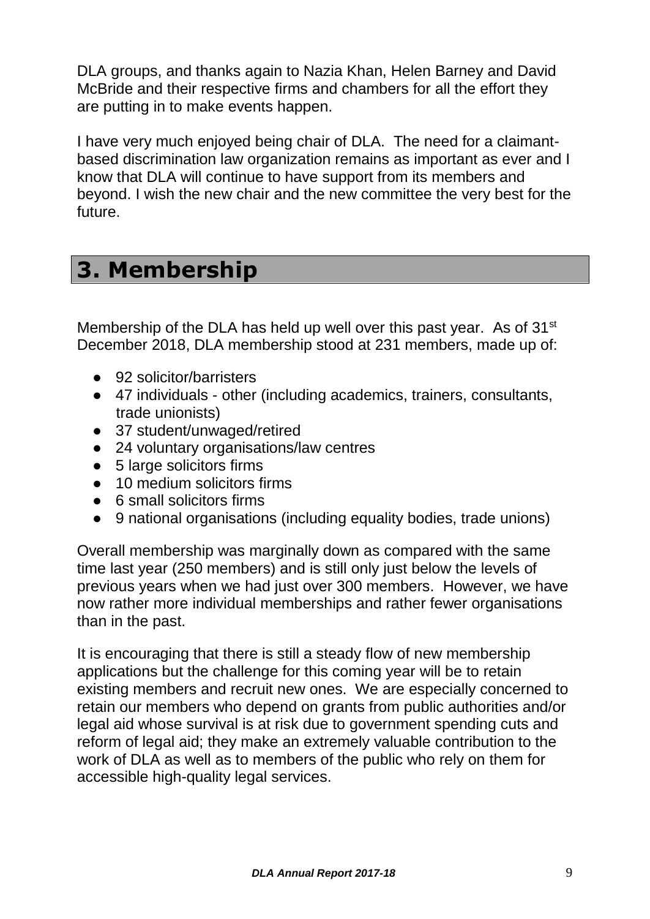DLA groups, and thanks again to Nazia Khan, Helen Barney and David McBride and their respective firms and chambers for all the effort they are putting in to make events happen.

I have very much enjoyed being chair of DLA. The need for a claimant-based discrimination law organization remains as important as ever and I know that DLA will continue to have support from its members and beyond. I wish the new chair and the new committee the very best for the future.

# 3. Membership

Membership of the DLA has held up well over this past year. As of 31st December 2018, DLA membership stood at 231 members, made up of:

- 92 solicitor/barristers
- 47 individuals - other (including academics, trainers, consultants, trade unionists)
- 37 student/unwaged/retired
- 24 voluntary organisations/law centres
- 5 large solicitors firms
- 10 medium solicitors firms
- 6 small solicitors firms
- 9 national organisations (including equality bodies, trade unions)

Overall membership was marginally down as compared with the same time last year (250 members) and is still only just below the levels of previous years when we had just over 300 members. However, we have now rather more individual memberships and rather fewer organisations than in the past.

It is encouraging that there is still a steady flow of new membership applications but the challenge for this coming year will be to retain existing members and recruit new ones. We are especially concerned to retain our members who depend on grants from public authorities and/or legal aid whose survival is at risk due to government spending cuts and reform of legal aid; they make an extremely valuable contribution to the work of DLA as well as to members of the public who rely on them for accessible high-quality legal services.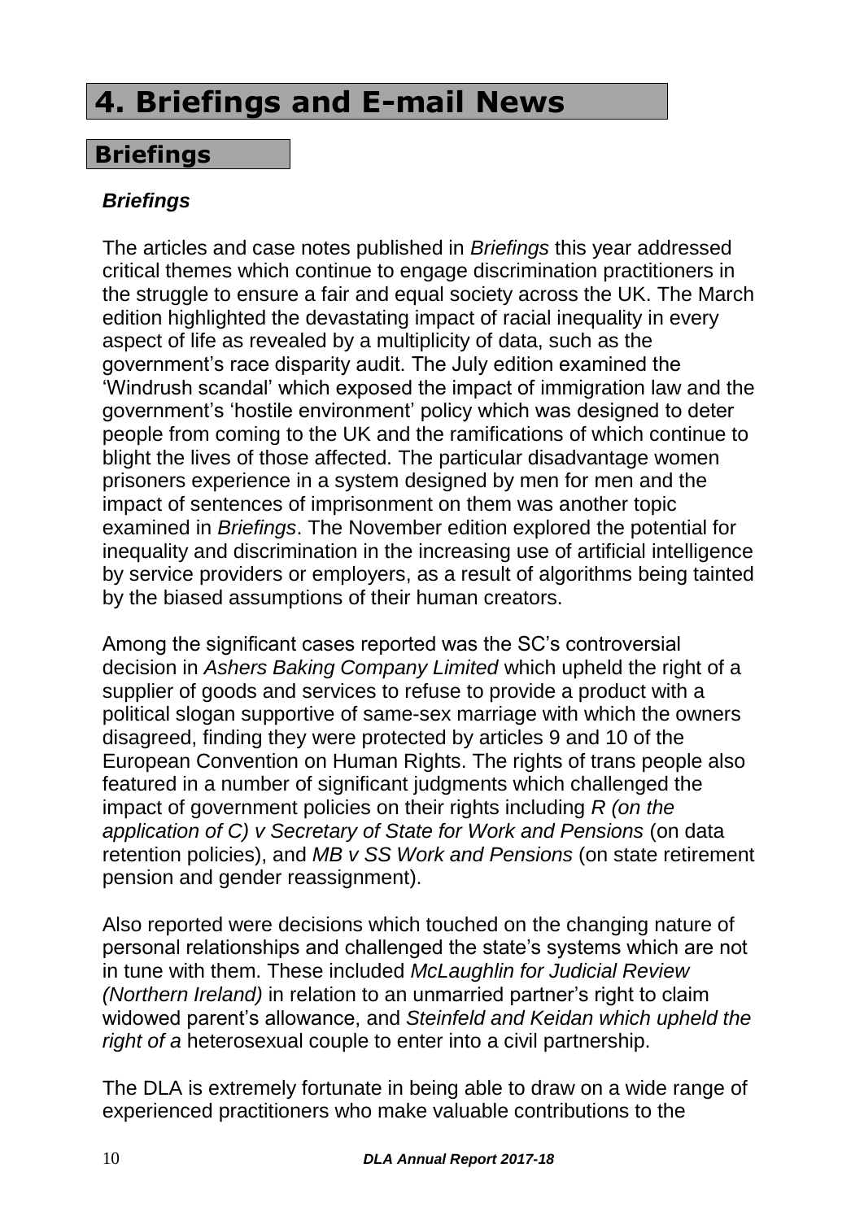# 4. Briefings and E-mail News

## Briefings

### *Briefings*

The articles and case notes published in *Briefings* this year addressed critical themes which continue to engage discrimination practitioners in the struggle to ensure a fair and equal society across the UK. The March edition highlighted the devastating impact of racial inequality in every aspect of life as revealed by a multiplicity of data, such as the government's race disparity audit. The July edition examined the 'Windrush scandal' which exposed the impact of immigration law and the government's 'hostile environment' policy which was designed to deter people from coming to the UK and the ramifications of which continue to blight the lives of those affected. The particular disadvantage women prisoners experience in a system designed by men for men and the impact of sentences of imprisonment on them was another topic examined in *Briefings*. The November edition explored the potential for inequality and discrimination in the increasing use of artificial intelligence by service providers or employers, as a result of algorithms being tainted by the biased assumptions of their human creators.

Among the significant cases reported was the SC's controversial decision in *Ashers Baking Company Limited* which upheld the right of a supplier of goods and services to refuse to provide a product with a political slogan supportive of same-sex marriage with which the owners disagreed, finding they were protected by articles 9 and 10 of the European Convention on Human Rights. The rights of trans people also featured in a number of significant judgments which challenged the impact of government policies on their rights including *R (on the application of C) v Secretary of State for Work and Pensions* (on data retention policies), and *MB v SS Work and Pensions* (on state retirement pension and gender reassignment).

Also reported were decisions which touched on the changing nature of personal relationships and challenged the state's systems which are not in tune with them. These included *McLaughlin for Judicial Review (Northern Ireland)* in relation to an unmarried partner's right to claim widowed parent's allowance, and *Steinfeld and Keidan which upheld the right of a* heterosexual couple to enter into a civil partnership.

The DLA is extremely fortunate in being able to draw on a wide range of experienced practitioners who make valuable contributions to the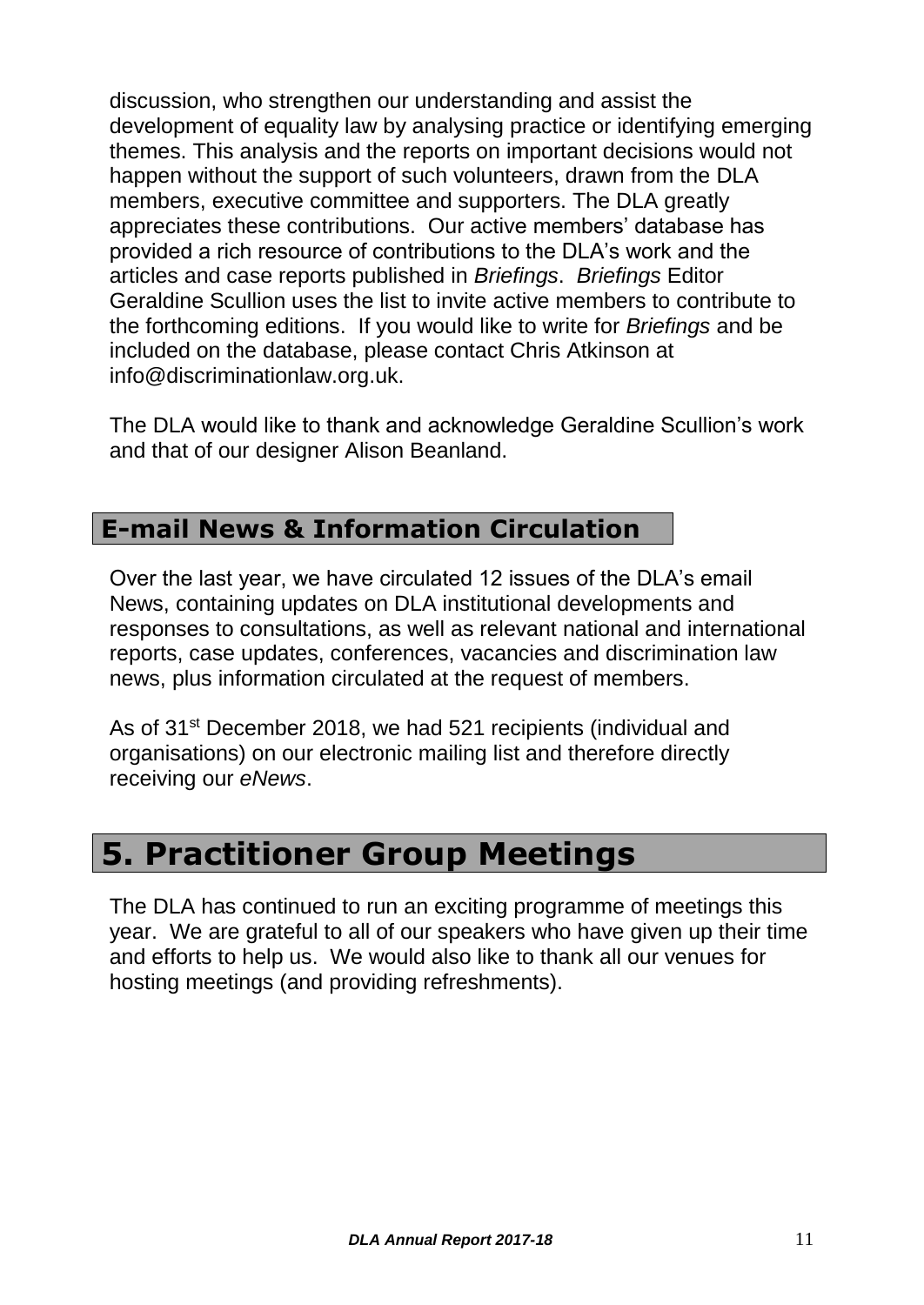discussion, who strengthen our understanding and assist the development of equality law by analysing practice or identifying emerging themes. This analysis and the reports on important decisions would not happen without the support of such volunteers, drawn from the DLA members, executive committee and supporters. The DLA greatly appreciates these contributions. Our active members' database has provided a rich resource of contributions to the DLA's work and the articles and case reports published in *Briefings*. *Briefings* Editor Geraldine Scullion uses the list to invite active members to contribute to the forthcoming editions. If you would like to write for *Briefings* and be included on the database, please contact Chris Atkinson at info@discriminationlaw.org.uk.

The DLA would like to thank and acknowledge Geraldine Scullion's work and that of our designer Alison Beanland.

### E-mail News & Information Circulation

Over the last year, we have circulated 12 issues of the DLA's email News, containing updates on DLA institutional developments and responses to consultations, as well as relevant national and international reports, case updates, conferences, vacancies and discrimination law news, plus information circulated at the request of members.

As of 31st December 2018, we had 521 recipients (individual and organisations) on our electronic mailing list and therefore directly receiving our *eNews*.

## 5. Practitioner Group Meetings

The DLA has continued to run an exciting programme of meetings this year. We are grateful to all of our speakers who have given up their time and efforts to help us. We would also like to thank all our venues for hosting meetings (and providing refreshments).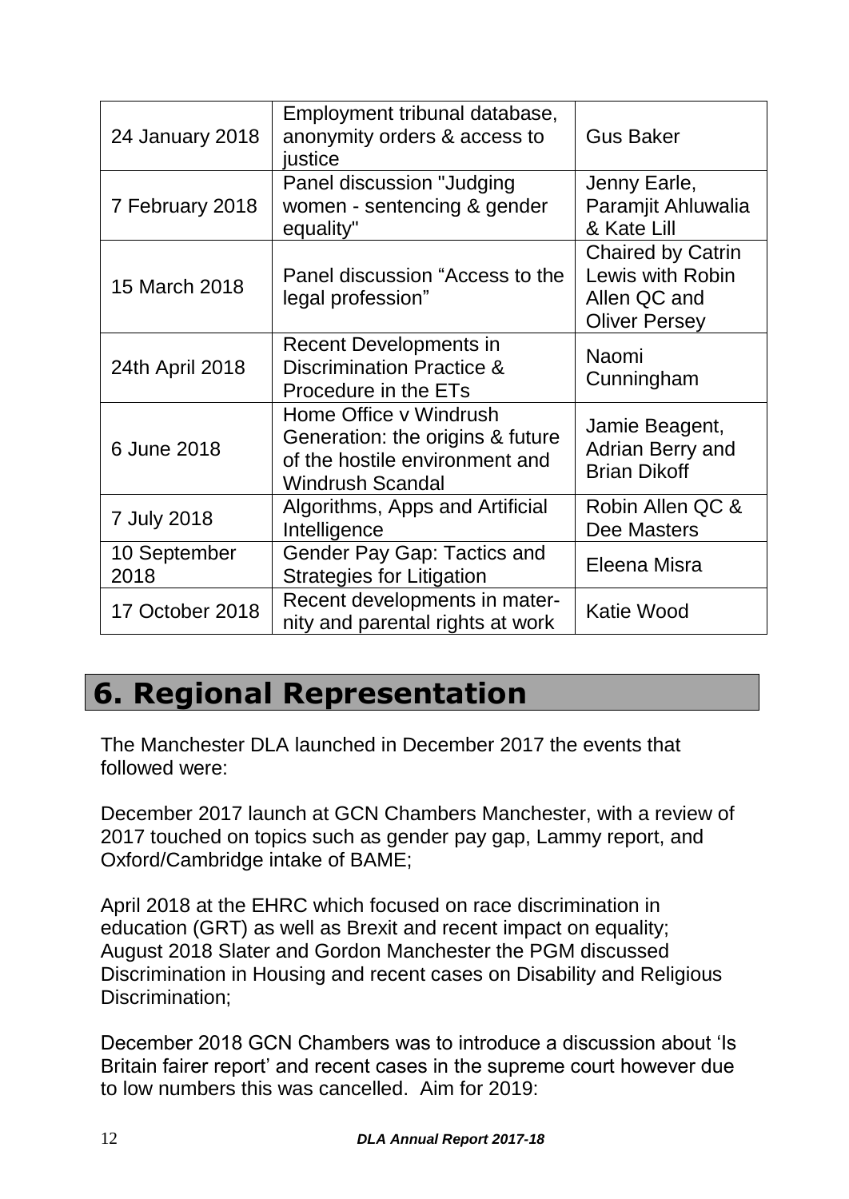| 24 January 2018 | Employment tribunal database, anonymity orders & access to justice | Gus Baker |
|---|---|---|
| 7 February 2018 | Panel discussion "Judging women - sentencing & gender equality" | Jenny Earle, Paramjit Ahluwalia & Kate Lill |
| 15 March 2018 | Panel discussion “Access to the legal profession” | Chaired by Catrin Lewis with Robin Allen QC and Oliver Persey |
| 24th April 2018 | Recent Developments in Discrimination Practice & Procedure in the ETs | Naomi Cunningham |
| 6 June 2018 | Home Office v Windrush Generation: the origins & future of the hostile environment and Windrush Scandal | Jamie Beagent, Adrian Berry and Brian Dikoff |
| 7 July 2018 | Algorithms, Apps and Artificial Intelligence | Robin Allen QC & Dee Masters |
| 10 September 2018 | Gender Pay Gap: Tactics and Strategies for Litigation | Eleena Misra |
| 17 October 2018 | Recent developments in maternity and parental rights at work | Katie Wood |

# 6. Regional Representation

The Manchester DLA launched in December 2017 the events that followed were:

December 2017 launch at GCN Chambers Manchester, with a review of 2017 touched on topics such as gender pay gap, Lammy report, and Oxford/Cambridge intake of BAME;

April 2018 at the EHRC which focused on race discrimination in education (GRT) as well as Brexit and recent impact on equality;
August 2018 Slater and Gordon Manchester the PGM discussed Discrimination in Housing and recent cases on Disability and Religious Discrimination;

December 2018 GCN Chambers was to introduce a discussion about ‘Is Britain fairer report’ and recent cases in the supreme court however due to low numbers this was cancelled. Aim for 2019: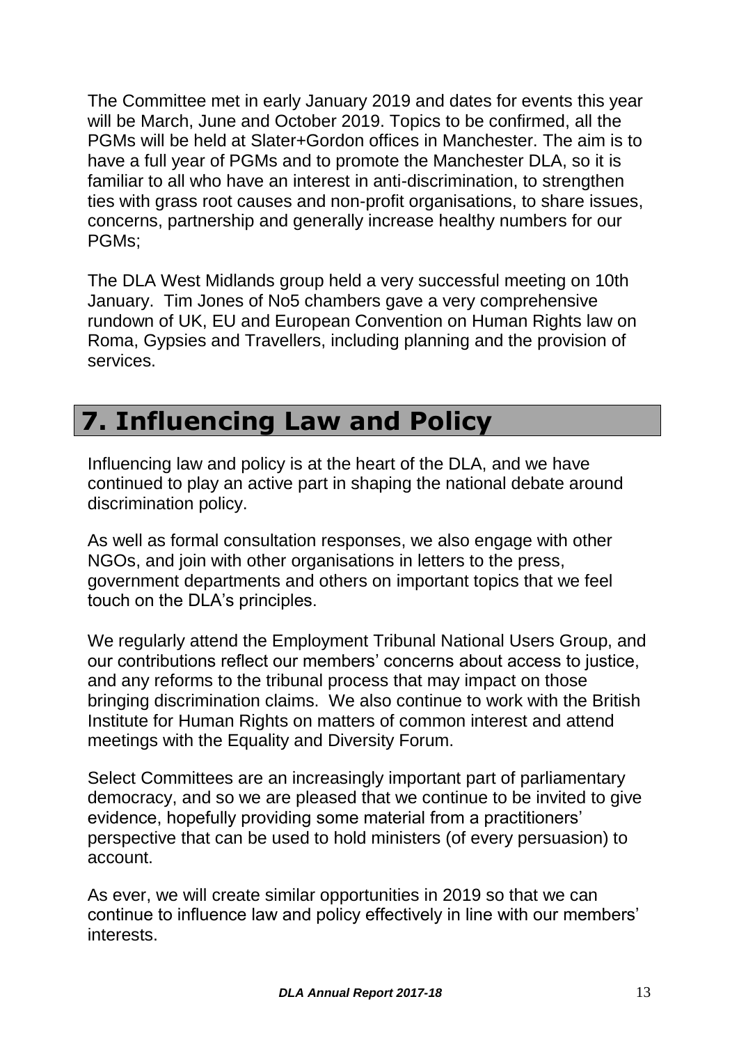The Committee met in early January 2019 and dates for events this year will be March, June and October 2019. Topics to be confirmed, all the PGMs will be held at Slater+Gordon offices in Manchester. The aim is to have a full year of PGMs and to promote the Manchester DLA, so it is familiar to all who have an interest in anti-discrimination, to strengthen ties with grass root causes and non-profit organisations, to share issues, concerns, partnership and generally increase healthy numbers for our PGMs;

The DLA West Midlands group held a very successful meeting on 10th January. Tim Jones of No5 chambers gave a very comprehensive rundown of UK, EU and European Convention on Human Rights law on Roma, Gypsies and Travellers, including planning and the provision of services.

## 7. Influencing Law and Policy

Influencing law and policy is at the heart of the DLA, and we have continued to play an active part in shaping the national debate around discrimination policy.

As well as formal consultation responses, we also engage with other NGOs, and join with other organisations in letters to the press, government departments and others on important topics that we feel touch on the DLA's principles.

We regularly attend the Employment Tribunal National Users Group, and our contributions reflect our members' concerns about access to justice, and any reforms to the tribunal process that may impact on those bringing discrimination claims. We also continue to work with the British Institute for Human Rights on matters of common interest and attend meetings with the Equality and Diversity Forum.

Select Committees are an increasingly important part of parliamentary democracy, and so we are pleased that we continue to be invited to give evidence, hopefully providing some material from a practitioners' perspective that can be used to hold ministers (of every persuasion) to account.

As ever, we will create similar opportunities in 2019 so that we can continue to influence law and policy effectively in line with our members' interests.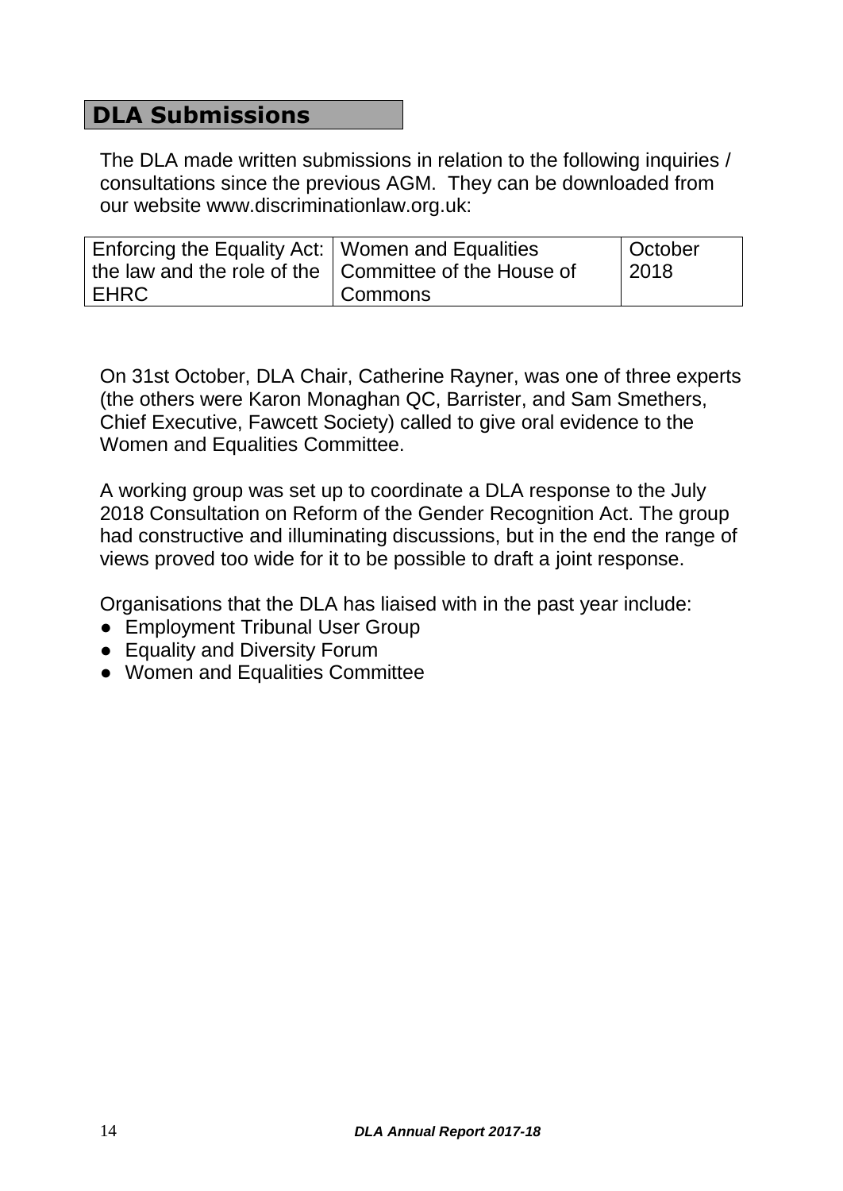## DLA Submissions

The DLA made written submissions in relation to the following inquiries / consultations since the previous AGM. They can be downloaded from our website www.discriminationlaw.org.uk:

| Enforcing the Equality Act: the law and the role of the EHRC | Women and Equalities Committee of the House of Commons | October 2018 |
|---|---|---|

On 31st October, DLA Chair, Catherine Rayner, was one of three experts (the others were Karon Monaghan QC, Barrister, and Sam Smethers, Chief Executive, Fawcett Society) called to give oral evidence to the Women and Equalities Committee.

A working group was set up to coordinate a DLA response to the July 2018 Consultation on Reform of the Gender Recognition Act. The group had constructive and illuminating discussions, but in the end the range of views proved too wide for it to be possible to draft a joint response.

Organisations that the DLA has liaised with in the past year include:

- Employment Tribunal User Group
- Equality and Diversity Forum
- Women and Equalities Committee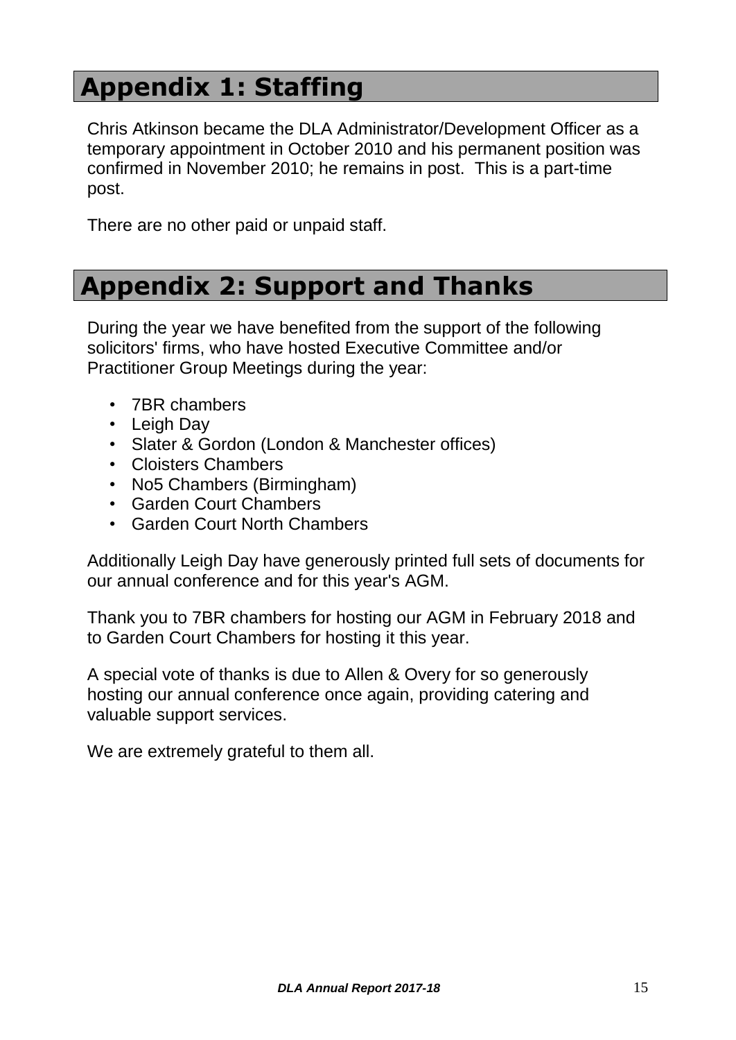# Appendix 1: Staffing

Chris Atkinson became the DLA Administrator/Development Officer as a temporary appointment in October 2010 and his permanent position was confirmed in November 2010; he remains in post. This is a part-time post.

There are no other paid or unpaid staff.

# Appendix 2: Support and Thanks

During the year we have benefited from the support of the following solicitors' firms, who have hosted Executive Committee and/or Practitioner Group Meetings during the year:

- 7BR chambers
- Leigh Day
- Slater & Gordon (London & Manchester offices)
- Cloisters Chambers
- No5 Chambers (Birmingham)
- Garden Court Chambers
- Garden Court North Chambers

Additionally Leigh Day have generously printed full sets of documents for our annual conference and for this year's AGM.

Thank you to 7BR chambers for hosting our AGM in February 2018 and to Garden Court Chambers for hosting it this year.

A special vote of thanks is due to Allen & Overy for so generously hosting our annual conference once again, providing catering and valuable support services.

We are extremely grateful to them all.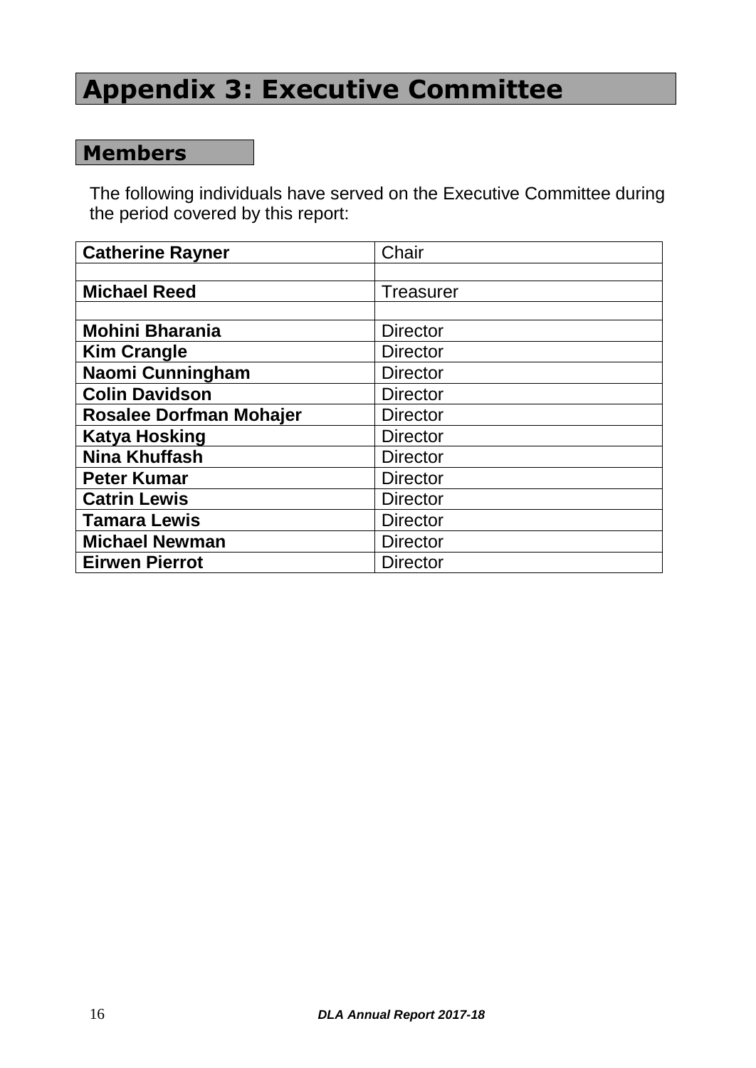# Appendix 3: Executive Committee

## Members

The following individuals have served on the Executive Committee during the period covered by this report:

| | |
|---|---|
| **Catherine Rayner** | Chair |
| | |
| **Michael Reed** | Treasurer |
| | |
| **Mohini Bharania** | Director |
| **Kim Crangle** | Director |
| **Naomi Cunningham** | Director |
| **Colin Davidson** | Director |
| **Rosalee Dorfman Mohajer** | Director |
| **Katya Hosking** | Director |
| **Nina Khuffash** | Director |
| **Peter Kumar** | Director |
| **Catrin Lewis** | Director |
| **Tamara Lewis** | Director |
| **Michael Newman** | Director |
| **Eirwen Pierrot** | Director |